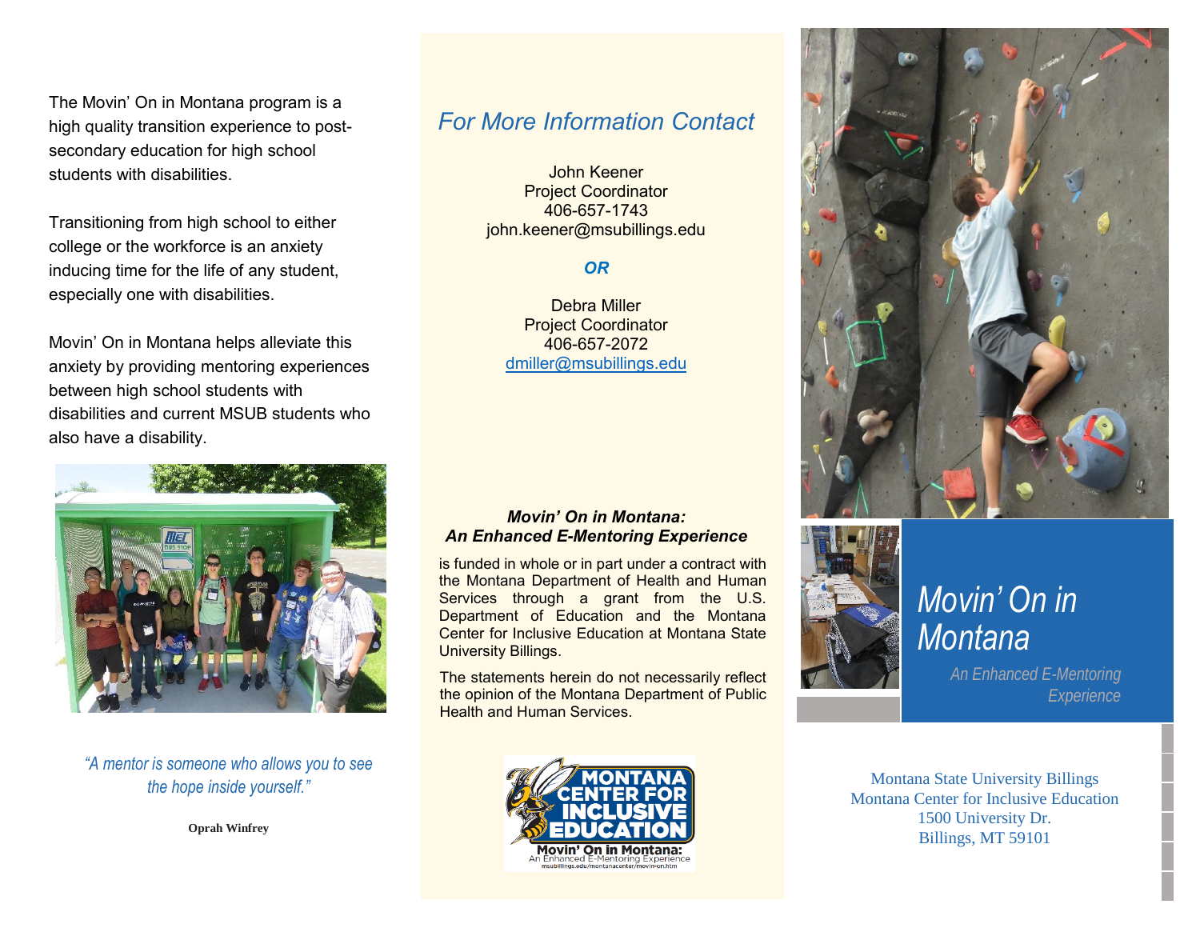The Movin' On in Montana program is a high quality transition experience to post-secondary education for high school students with disabilities.

Transitioning from high school to either college or the workforce is an anxiety inducing time for the life of any student, especially one with disabilities.

Movin' On in Montana helps alleviate this anxiety by providing mentoring experiences between high school students with disabilities and current MSUB students who also have a disability.

*"A mentor is someone who allows you to see the hope inside yourself."*

**Oprah Winfrey**

## *For More Information Contact*

John Keener
Project Coordinator
406-657-1743
john.keener@msubillings.edu

***OR***

Debra Miller
Project Coordinator
406-657-2072
dmiller@msubillings.edu

***Movin' On in Montana: An Enhanced E-Mentoring Experience***

is funded in whole or in part under a contract with the Montana Department of Health and Human Services through a grant from the U.S. Department of Education and the Montana Center for Inclusive Education at Montana State University Billings.

The statements herein do not necessarily reflect the opinion of the Montana Department of Public Health and Human Services.

MONTANA CENTER FOR INCLUSIVE EDUCATION
Movin' On in Montana: An Enhanced E-Mentoring Experience
msubillings.edu/montanacenter/movin-on.htm

# *Movin' On in Montana*

*An Enhanced E-Mentoring Experience*

Montana State University Billings
Montana Center for Inclusive Education
1500 University Dr.
Billings, MT 59101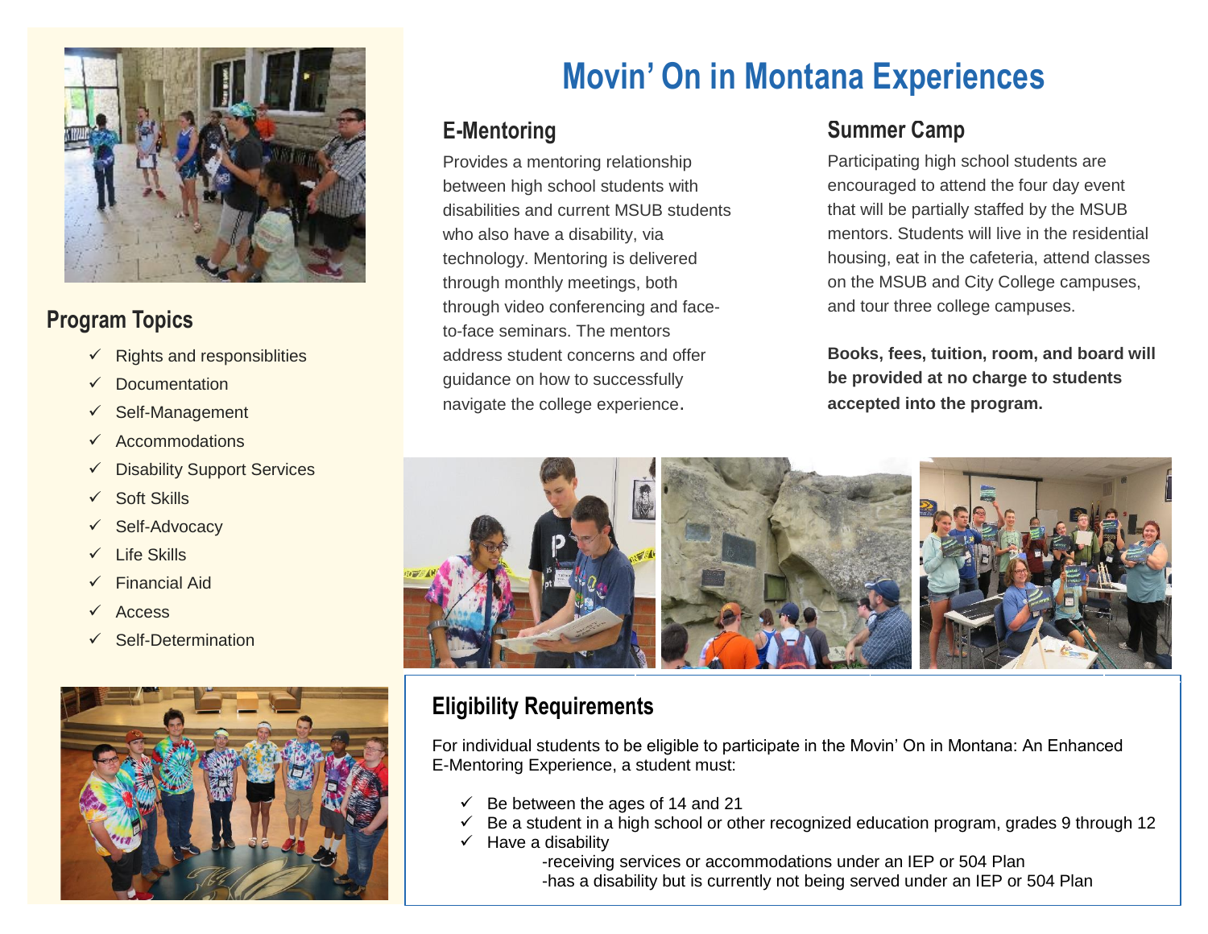# Movin' On in Montana Experiences

## E-Mentoring

Provides a mentoring relationship between high school students with disabilities and current MSUB students who also have a disability, via technology. Mentoring is delivered through monthly meetings, both through video conferencing and face-to-face seminars. The mentors address student concerns and offer guidance on how to successfully navigate the college experience.

## Summer Camp

Participating high school students are encouraged to attend the four day event that will be partially staffed by the MSUB mentors. Students will live in the residential housing, eat in the cafeteria, attend classes on the MSUB and City College campuses, and tour three college campuses.

**Books, fees, tuition, room, and board will be provided at no charge to students accepted into the program.**

## Program Topics

- ✓ Rights and responsiblities
- ✓ Documentation
- ✓ Self-Management
- ✓ Accommodations
- ✓ Disability Support Services
- ✓ Soft Skills
- ✓ Self-Advocacy
- ✓ Life Skills
- ✓ Financial Aid
- ✓ Access
- ✓ Self-Determination

## Eligibility Requirements

For individual students to be eligible to participate in the Movin' On in Montana: An Enhanced E-Mentoring Experience, a student must:

- ✓ Be between the ages of 14 and 21
- ✓ Be a student in a high school or other recognized education program, grades 9 through 12
- ✓ Have a disability
  - -receiving services or accommodations under an IEP or 504 Plan
  - -has a disability but is currently not being served under an IEP or 504 Plan